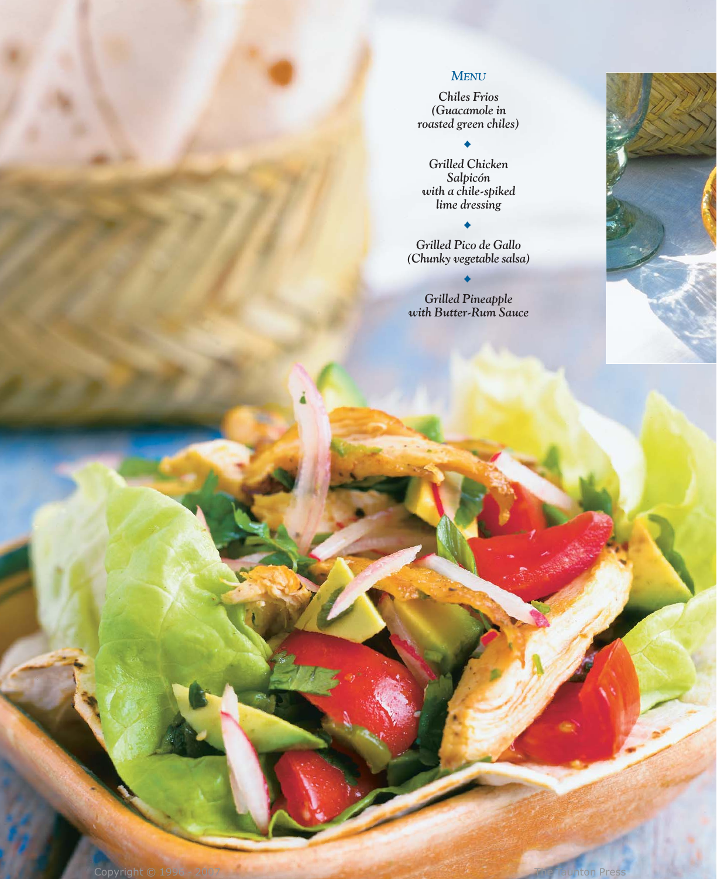*Menu*

*Chiles Frios (Guacamole in roasted green chiles)*

◆

*Grilled Chicken Salpicón with a chile-spiked lime dressing*

◆

*Grilled Pico de Gallo (Chunky vegetable salsa)*

◆

*Grilled Pineapple with Butter-Rum Sauce*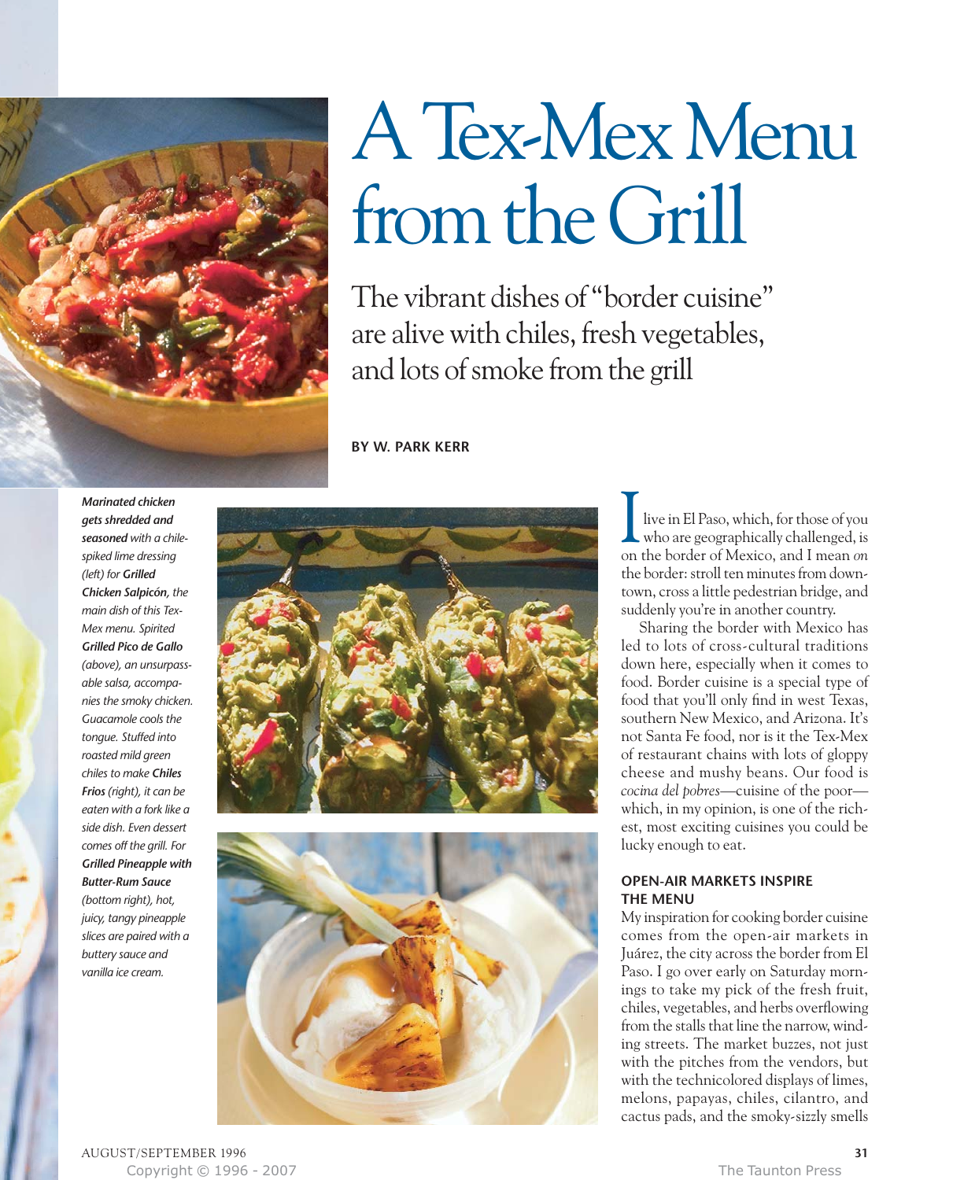# A Tex-Mex Menu from the Grill

The vibrant dishes of "border cuisine" are alive with chiles, fresh vegetables, and lots of smoke from the grill

**BY W. PARK KERR**

***Marinated chicken gets shredded and seasoned*** *with a chile-spiked lime dressing (left) for* ***Grilled Chicken Salpicón,*** *the main dish of this Tex-Mex menu. Spirited* ***Grilled Pico de Gallo*** *(above), an unsurpassable salsa, accompanies the smoky chicken. Guacamole cools the tongue. Stuffed into roasted mild green chiles to make* ***Chiles Frios*** *(right), it can be eaten with a fork like a side dish. Even dessert comes off the grill. For* ***Grilled Pineapple with Butter-Rum Sauce*** *(bottom right), hot, juicy, tangy pineapple slices are paired with a buttery sauce and vanilla ice cream.*

I live in El Paso, which, for those of you who are geographically challenged, is on the border of Mexico, and I mean *on* the border: stroll ten minutes from downtown, cross a little pedestrian bridge, and suddenly you're in another country.

Sharing the border with Mexico has led to lots of cross-cultural traditions down here, especially when it comes to food. Border cuisine is a special type of food that you'll only find in west Texas, southern New Mexico, and Arizona. It's not Santa Fe food, nor is it the Tex-Mex of restaurant chains with lots of gloppy cheese and mushy beans. Our food is *cocina del pobres*—cuisine of the poor—which, in my opinion, is one of the richest, most exciting cuisines you could be lucky enough to eat.

## OPEN-AIR MARKETS INSPIRE THE MENU

My inspiration for cooking border cuisine comes from the open-air markets in Juárez, the city across the border from El Paso. I go over early on Saturday mornings to take my pick of the fresh fruit, chiles, vegetables, and herbs overflowing from the stalls that line the narrow, winding streets. The market buzzes, not just with the pitches from the vendors, but with the technicolored displays of limes, melons, papayas, chiles, cilantro, and cactus pads, and the smoky-sizzly smells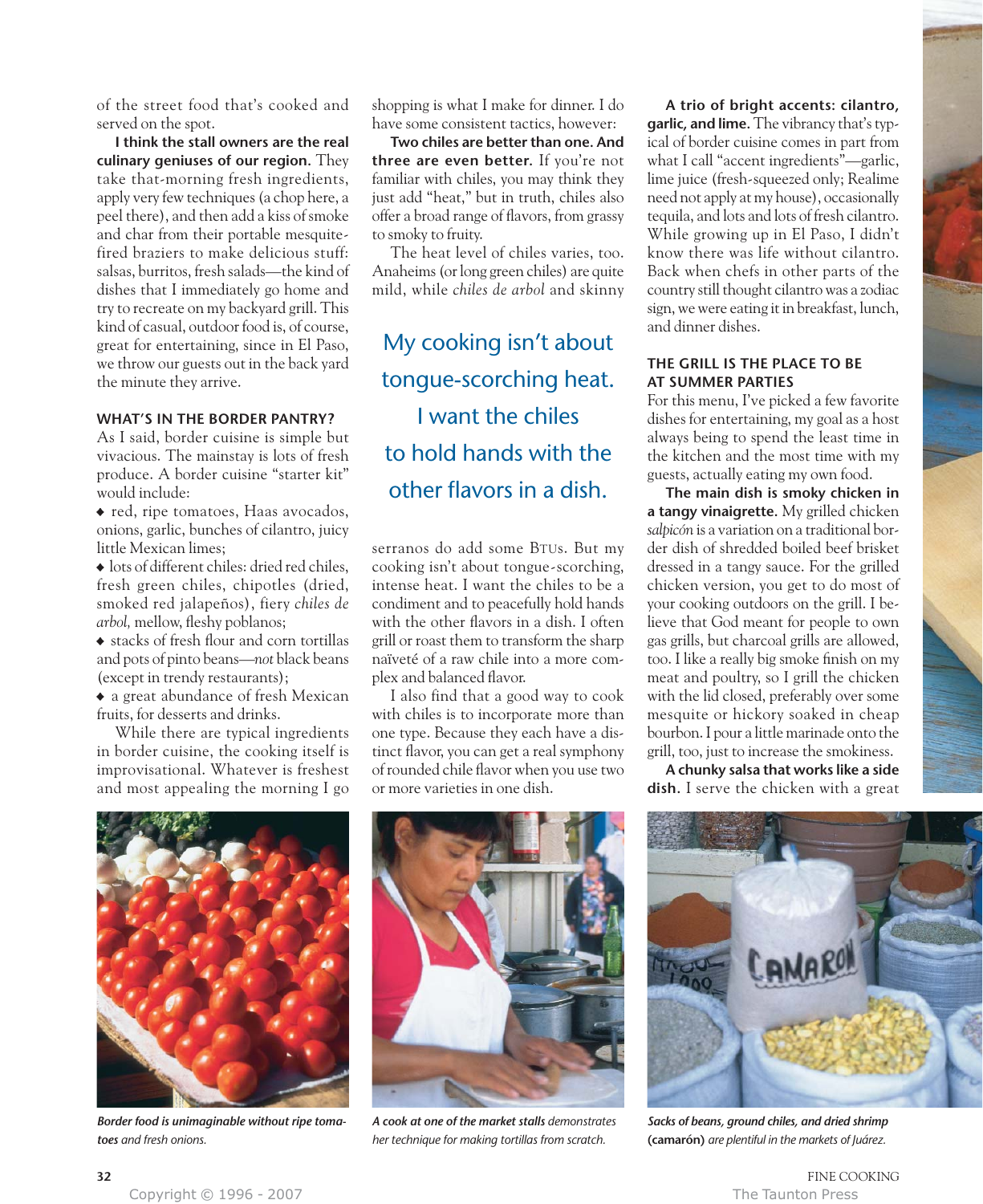of the street food that's cooked and served on the spot.

**I think the stall owners are the real culinary geniuses of our region.** They take that-morning fresh ingredients, apply very few techniques (a chop here, a peel there), and then add a kiss of smoke and char from their portable mesquite-fired braziers to make delicious stuff: salsas, burritos, fresh salads—the kind of dishes that I immediately go home and try to recreate on my backyard grill. This kind of casual, outdoor food is, of course, great for entertaining, since in El Paso, we throw our guests out in the back yard the minute they arrive.

## WHAT'S IN THE BORDER PANTRY?

As I said, border cuisine is simple but vivacious. The mainstay is lots of fresh produce. A border cuisine "starter kit" would include:

- red, ripe tomatoes, Haas avocados, onions, garlic, bunches of cilantro, juicy little Mexican limes;
- lots of different chiles: dried red chiles, fresh green chiles, chipotles (dried, smoked red jalapeños), fiery *chiles de arbol,* mellow, fleshy poblanos;
- stacks of fresh flour and corn tortillas and pots of pinto beans—*not* black beans (except in trendy restaurants);
- a great abundance of fresh Mexican fruits, for desserts and drinks.

While there are typical ingredients in border cuisine, the cooking itself is improvisational. Whatever is freshest and most appealing the morning I go shopping is what I make for dinner. I do have some consistent tactics, however:

**Two chiles are better than one. And three are even better.** If you're not familiar with chiles, you may think they just add "heat," but in truth, chiles also offer a broad range of flavors, from grassy to smoky to fruity.

The heat level of chiles varies, too. Anaheims (or long green chiles) are quite mild, while *chiles de arbol* and skinny serranos do add some BTUs. But my cooking isn't about tongue-scorching, intense heat. I want the chiles to be a condiment and to peacefully hold hands with the other flavors in a dish. I often grill or roast them to transform the sharp naïveté of a raw chile into a more complex and balanced flavor.

> My cooking isn't about tongue-scorching heat. I want the chiles to hold hands with the other flavors in a dish.

I also find that a good way to cook with chiles is to incorporate more than one type. Because they each have a distinct flavor, you can get a real symphony of rounded chile flavor when you use two or more varieties in one dish.

**A trio of bright accents: cilantro, garlic, and lime.** The vibrancy that's typical of border cuisine comes in part from what I call "accent ingredients"—garlic, lime juice (fresh-squeezed only; Realime need not apply at my house), occasionally tequila, and lots and lots of fresh cilantro. While growing up in El Paso, I didn't know there was life without cilantro. Back when chefs in other parts of the country still thought cilantro was a zodiac sign, we were eating it in breakfast, lunch, and dinner dishes.

## THE GRILL IS THE PLACE TO BE AT SUMMER PARTIES

For this menu, I've picked a few favorite dishes for entertaining, my goal as a host always being to spend the least time in the kitchen and the most time with my guests, actually eating my own food.

**The main dish is smoky chicken in a tangy vinaigrette.** My grilled chicken *salpicón* is a variation on a traditional border dish of shredded boiled beef brisket dressed in a tangy sauce. For the grilled chicken version, you get to do most of your cooking outdoors on the grill. I believe that God meant for people to own gas grills, but charcoal grills are allowed, too. I like a really big smoke finish on my meat and poultry, so I grill the chicken with the lid closed, preferably over some mesquite or hickory soaked in cheap bourbon. I pour a little marinade onto the grill, too, just to increase the smokiness.

**A chunky salsa that works like a side dish.** I serve the chicken with a great

*Border food is unimaginable without ripe tomatoes and fresh onions.*

*A cook at one of the market stalls demonstrates her technique for making tortillas from scratch.*

*Sacks of beans, ground chiles, and dried shrimp* **(camarón)** *are plentiful in the markets of Juárez.*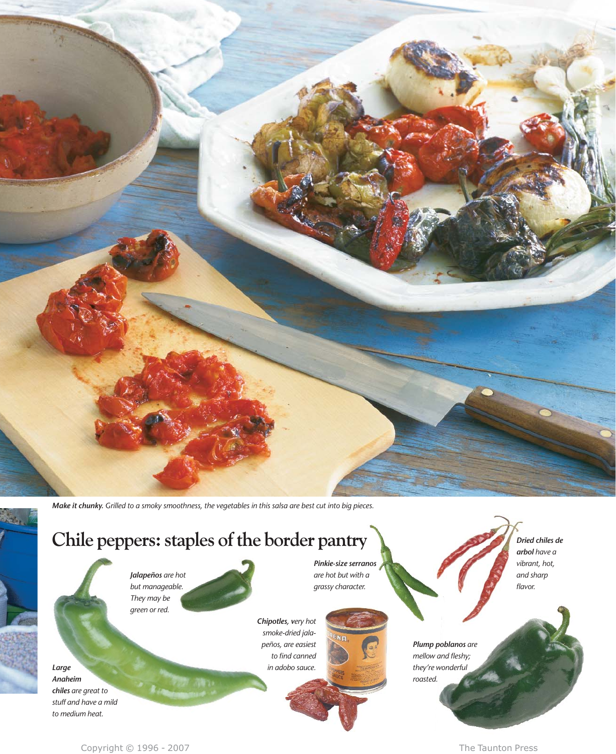*Make it chunky.* Grilled to a smoky smoothness, the vegetables in this salsa are best cut into big pieces.

## Chile peppers: staples of the border pantry

***Large Anaheim chiles*** are great to stuff and have a mild to medium heat.

***Jalapeños*** are hot but manageable. They may be green or red.

***Chipotles,*** very hot smoke-dried jalapeños, are easiest to find canned in adobo sauce.

***Pinkie-size serranos*** are hot but with a grassy character.

***Dried chiles de arbol*** have a vibrant, hot, and sharp flavor.

***Plump poblanos*** are mellow and fleshy; they're wonderful roasted.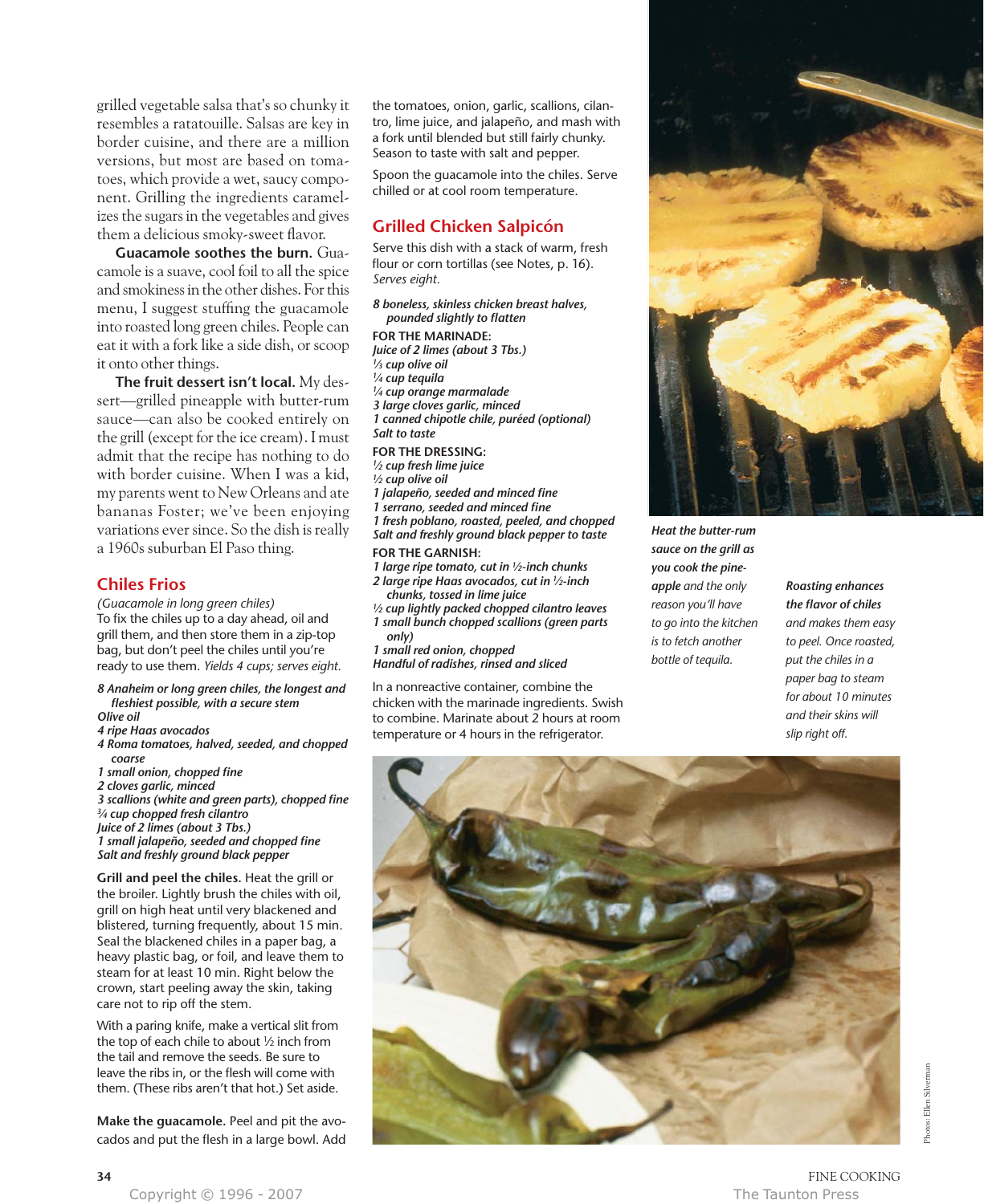grilled vegetable salsa that's so chunky it resembles a ratatouille. Salsas are key in border cuisine, and there are a million versions, but most are based on tomatoes, which provide a wet, saucy component. Grilling the ingredients caramelizes the sugars in the vegetables and gives them a delicious smoky-sweet flavor.

**Guacamole soothes the burn.** Guacamole is a suave, cool foil to all the spice and smokiness in the other dishes. For this menu, I suggest stuffing the guacamole into roasted long green chiles. People can eat it with a fork like a side dish, or scoop it onto other things.

**The fruit dessert isn't local.** My dessert—grilled pineapple with butter-rum sauce—can also be cooked entirely on the grill (except for the ice cream). I must admit that the recipe has nothing to do with border cuisine. When I was a kid, my parents went to New Orleans and ate bananas Foster; we've been enjoying variations ever since. So the dish is really a 1960s suburban El Paso thing.

## Chiles Frios

*(Guacamole in long green chiles)*

To fix the chiles up to a day ahead, oil and grill them, and then store them in a zip-top bag, but don't peel the chiles until you're ready to use them. *Yields 4 cups; serves eight.*

*8 Anaheim or long green chiles, the longest and fleshiest possible, with a secure stem*
*Olive oil*
*4 ripe Haas avocados*
*4 Roma tomatoes, halved, seeded, and chopped coarse*
*1 small onion, chopped fine*
*2 cloves garlic, minced*
*3 scallions (white and green parts), chopped fine*
*¾ cup chopped fresh cilantro*
*Juice of 2 limes (about 3 Tbs.)*
*1 small jalapeño, seeded and chopped fine*
*Salt and freshly ground black pepper*

**Grill and peel the chiles.** Heat the grill or the broiler. Lightly brush the chiles with oil, grill on high heat until very blackened and blistered, turning frequently, about 15 min. Seal the blackened chiles in a paper bag, a heavy plastic bag, or foil, and leave them to steam for at least 10 min. Right below the crown, start peeling away the skin, taking care not to rip off the stem.

With a paring knife, make a vertical slit from the top of each chile to about ½ inch from the tail and remove the seeds. Be sure to leave the ribs in, or the flesh will come with them. (These ribs aren't that hot.) Set aside.

**Make the guacamole.** Peel and pit the avocados and put the flesh in a large bowl. Add the tomatoes, onion, garlic, scallions, cilantro, lime juice, and jalapeño, and mash with a fork until blended but still fairly chunky. Season to taste with salt and pepper.

Spoon the guacamole into the chiles. Serve chilled or at cool room temperature.

## Grilled Chicken Salpicón

Serve this dish with a stack of warm, fresh flour or corn tortillas (see Notes, p. 16). *Serves eight.*

*8 boneless, skinless chicken breast halves, pounded slightly to flatten*

**FOR THE MARINADE:**
*Juice of 2 limes (about 3 Tbs.)*
*⅓ cup olive oil*
*¼ cup tequila*
*¼ cup orange marmalade*
*3 large cloves garlic, minced*
*1 canned chipotle chile, puréed (optional)*
*Salt to taste*

**FOR THE DRESSING:**
*½ cup fresh lime juice*
*½ cup olive oil*
*1 jalapeño, seeded and minced fine*
*1 serrano, seeded and minced fine*
*1 fresh poblano, roasted, peeled, and chopped*
*Salt and freshly ground black pepper to taste*

**FOR THE GARNISH:**
*1 large ripe tomato, cut in ½-inch chunks*
*2 large ripe Haas avocados, cut in ½-inch chunks, tossed in lime juice*
*½ cup lightly packed chopped cilantro leaves*
*1 small bunch chopped scallions (green parts only)*
*1 small red onion, chopped*
*Handful of radishes, rinsed and sliced*

In a nonreactive container, combine the chicken with the marinade ingredients. Swish to combine. Marinate about 2 hours at room temperature or 4 hours in the refrigerator.

*Heat the butter-rum sauce on the grill as you cook the pineapple and the only reason you'll have to go into the kitchen is to fetch another bottle of tequila.*

*Roasting enhances the flavor of chiles and makes them easy to peel. Once roasted, put the chiles in a paper bag to steam for about 10 minutes and their skins will slip right off.*

Photos: Ellen Silverman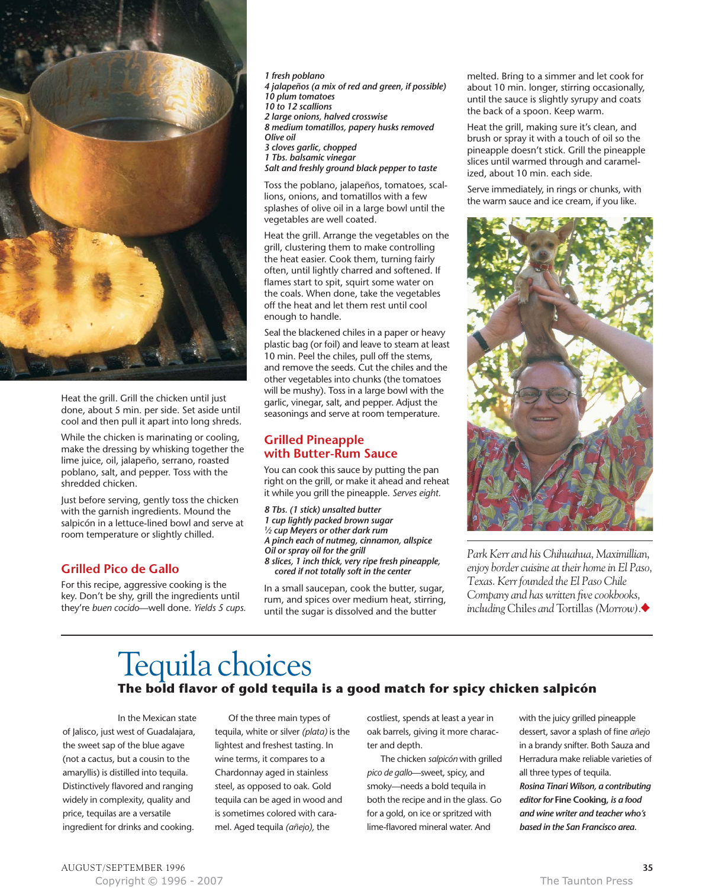Heat the grill. Grill the chicken until just done, about 5 min. per side. Set aside until cool and then pull it apart into long shreds.

While the chicken is marinating or cooling, make the dressing by whisking together the lime juice, oil, jalapeño, serrano, roasted poblano, salt, and pepper. Toss with the shredded chicken.

Just before serving, gently toss the chicken with the garnish ingredients. Mound the salpicón in a lettuce-lined bowl and serve at room temperature or slightly chilled.

## Grilled Pico de Gallo

For this recipe, aggressive cooking is the key. Don't be shy, grill the ingredients until they're *buen cocido*—well done. *Yields 5 cups.*

***1 fresh poblano***
***4 jalapeños (a mix of red and green, if possible)***
***10 plum tomatoes***
***10 to 12 scallions***
***2 large onions, halved crosswise***
***8 medium tomatillos, papery husks removed***
***Olive oil***
***3 cloves garlic, chopped***
***1 Tbs. balsamic vinegar***
***Salt and freshly ground black pepper to taste***

Toss the poblano, jalapeños, tomatoes, scallions, onions, and tomatillos with a few splashes of olive oil in a large bowl until the vegetables are well coated.

Heat the grill. Arrange the vegetables on the grill, clustering them to make controlling the heat easier. Cook them, turning fairly often, until lightly charred and softened. If flames start to spit, squirt some water on the coals. When done, take the vegetables off the heat and let them rest until cool enough to handle.

Seal the blackened chiles in a paper or heavy plastic bag (or foil) and leave to steam at least 10 min. Peel the chiles, pull off the stems, and remove the seeds. Cut the chiles and the other vegetables into chunks (the tomatoes will be mushy). Toss in a large bowl with the garlic, vinegar, salt, and pepper. Adjust the seasonings and serve at room temperature.

## Grilled Pineapple with Butter-Rum Sauce

You can cook this sauce by putting the pan right on the grill, or make it ahead and reheat it while you grill the pineapple. *Serves eight.*

***8 Tbs. (1 stick) unsalted butter***
***1 cup lightly packed brown sugar***
***½ cup Meyers or other dark rum***
***A pinch each of nutmeg, cinnamon, allspice***
***Oil or spray oil for the grill***
***8 slices, 1 inch thick, very ripe fresh pineapple, cored if not totally soft in the center***

In a small saucepan, cook the butter, sugar, rum, and spices over medium heat, stirring, until the sugar is dissolved and the butter melted. Bring to a simmer and let cook for about 10 min. longer, stirring occasionally, until the sauce is slightly syrupy and coats the back of a spoon. Keep warm.

Heat the grill, making sure it's clean, and brush or spray it with a touch of oil so the pineapple doesn't stick. Grill the pineapple slices until warmed through and caramelized, about 10 min. each side.

Serve immediately, in rings or chunks, with the warm sauce and ice cream, if you like.

*Park Kerr and his Chihuahua, Maximillian, enjoy border cuisine at their home in El Paso, Texas. Kerr founded the El Paso Chile Company and has written five cookbooks, including* Chiles *and* Tortillas *(Morrow).* ◆

# Tequila choices

**The bold flavor of gold tequila is a good match for spicy chicken salpicón**

In the Mexican state of Jalisco, just west of Guadalajara, the sweet sap of the blue agave (not a cactus, but a cousin to the amaryllis) is distilled into tequila. Distinctively flavored and ranging widely in complexity, quality and price, tequilas are a versatile ingredient for drinks and cooking.

Of the three main types of tequila, white or silver *(plata)* is the lightest and freshest tasting. In wine terms, it compares to a Chardonnay aged in stainless steel, as opposed to oak. Gold tequila can be aged in wood and is sometimes colored with caramel. Aged tequila *(añejo),* the costliest, spends at least a year in oak barrels, giving it more character and depth.

The chicken *salpicón* with grilled *pico de gallo*—sweet, spicy, and smoky—needs a bold tequila in both the recipe and in the glass. Go for a gold, on ice or spritzed with lime-flavored mineral water. And with the juicy grilled pineapple dessert, savor a splash of fine *añejo* in a brandy snifter. Both Sauza and Herradura make reliable varieties of all three types of tequila.

***Rosina Tinari Wilson, a contributing editor for* Fine Cooking*, is a food and wine writer and teacher who's based in the San Francisco area.***